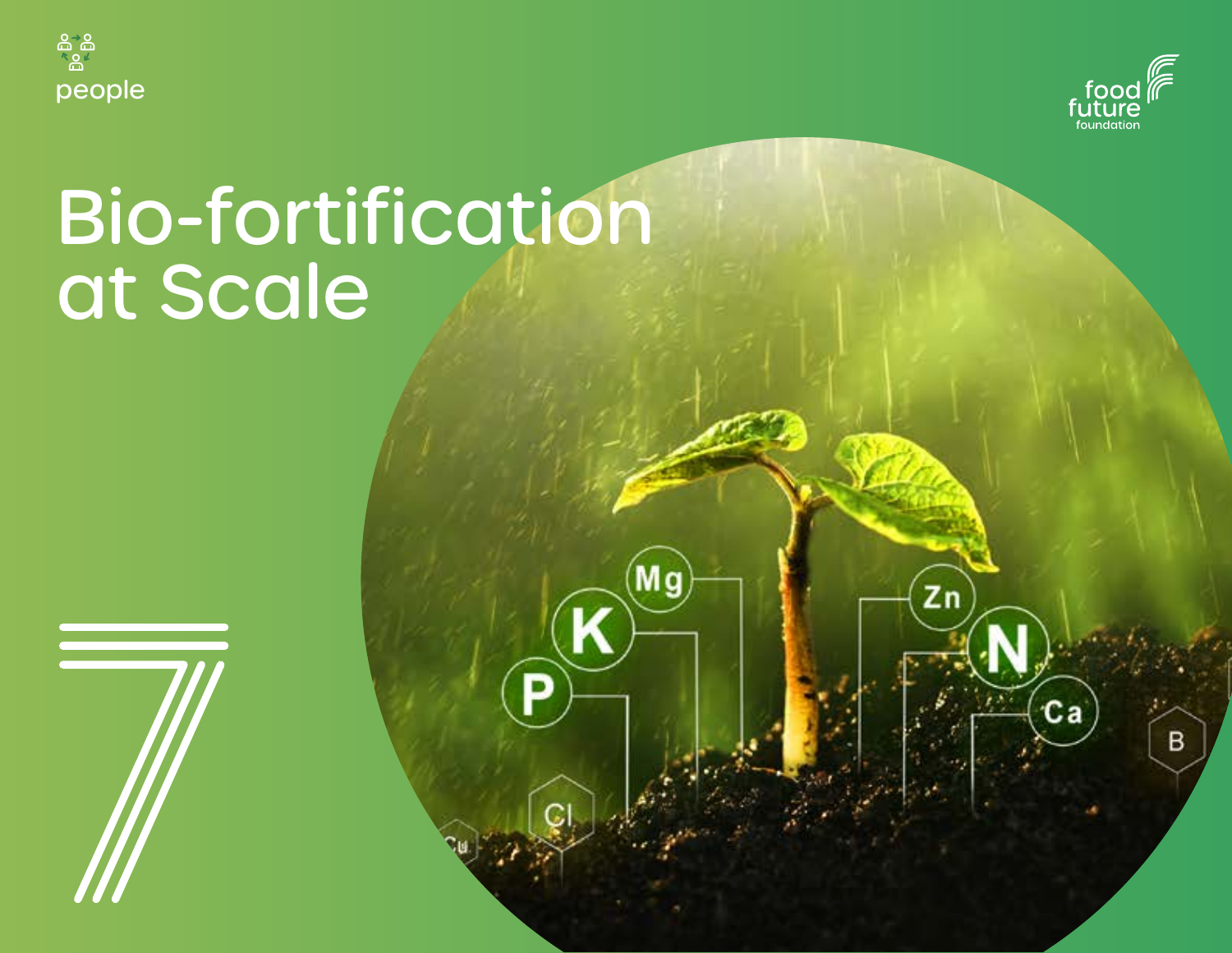people

food future foundation

# Bio-fortification at Scale

7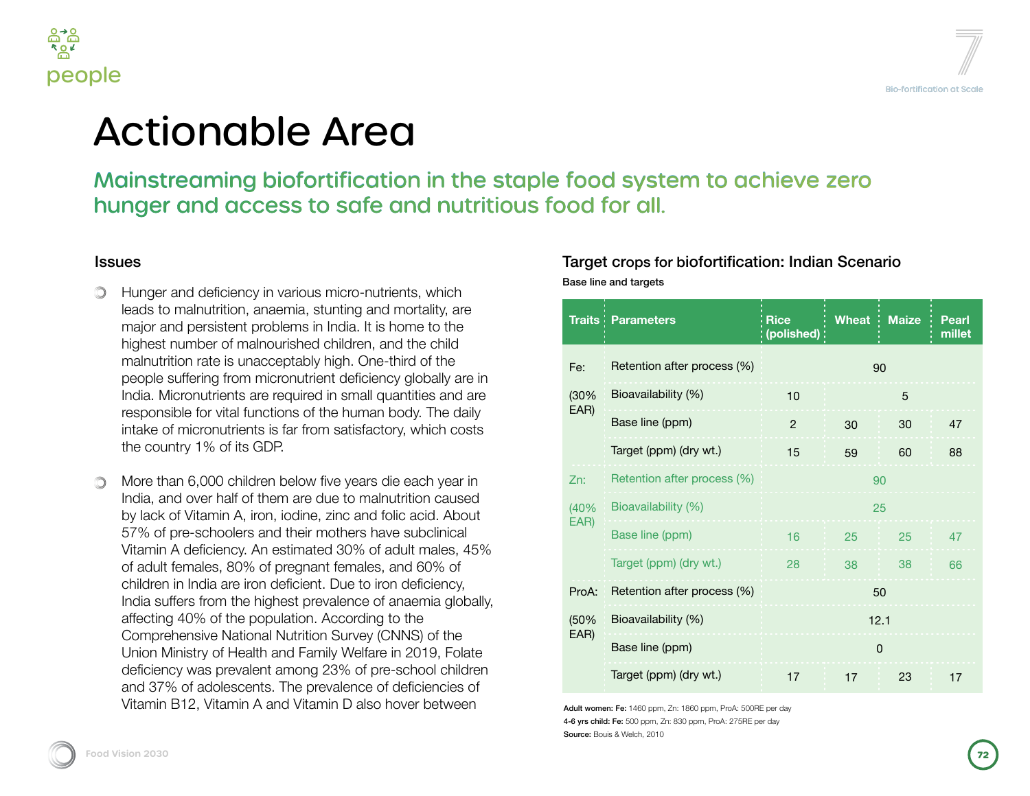# Actionable Area

## Mainstreaming biofortification in the staple food system to achieve zero hunger and access to safe and nutritious food for all.

### Issues

- Hunger and deficiency in various micro-nutrients, which leads to malnutrition, anaemia, stunting and mortality, are major and persistent problems in India. It is home to the highest number of malnourished children, and the child malnutrition rate is unacceptably high. One-third of the people suffering from micronutrient deficiency globally are in India. Micronutrients are required in small quantities and are responsible for vital functions of the human body. The daily intake of micronutrients is far from satisfactory, which costs the country 1% of its GDP.

- More than 6,000 children below five years die each year in India, and over half of them are due to malnutrition caused by lack of Vitamin A, iron, iodine, zinc and folic acid. About 57% of pre-schoolers and their mothers have subclinical Vitamin A deficiency. An estimated 30% of adult males, 45% of adult females, 80% of pregnant females, and 60% of children in India are iron deficient. Due to iron deficiency, India suffers from the highest prevalence of anaemia globally, affecting 40% of the population. According to the Comprehensive National Nutrition Survey (CNNS) of the Union Ministry of Health and Family Welfare in 2019, Folate deficiency was prevalent among 23% of pre-school children and 37% of adolescents. The prevalence of deficiencies of Vitamin B12, Vitamin A and Vitamin D also hover between

### Target crops for biofortification: Indian Scenario

**Base line and targets**

| Traits | Parameters | Rice (polished) | Wheat | Maize | Pearl millet |
|---|---|---|---|---|---|
| Fe: (30% EAR) | Retention after process (%) | 90 | | | |
| | Bioavailability (%) | 10 | 5 | | |
| | Base line (ppm) | 2 | 30 | 30 | 47 |
| | Target (ppm) (dry wt.) | 15 | 59 | 60 | 88 |
| Zn: (40% EAR) | Retention after process (%) | 90 | | | |
| | Bioavailability (%) | 25 | | | |
| | Base line (ppm) | 16 | 25 | 25 | 47 |
| | Target (ppm) (dry wt.) | 28 | 38 | 38 | 66 |
| ProA: (50% EAR) | Retention after process (%) | 50 | | | |
| | Bioavailability (%) | 12.1 | | | |
| | Base line (ppm) | 0 | | | |
| | Target (ppm) (dry wt.) | 17 | 17 | 23 | 17 |

**Adult women: Fe:** 1460 ppm, Zn: 1860 ppm, ProA: 500RE per day
**4-6 yrs child: Fe:** 500 ppm, Zn: 830 ppm, ProA: 275RE per day
**Source:** Bouis & Welch, 2010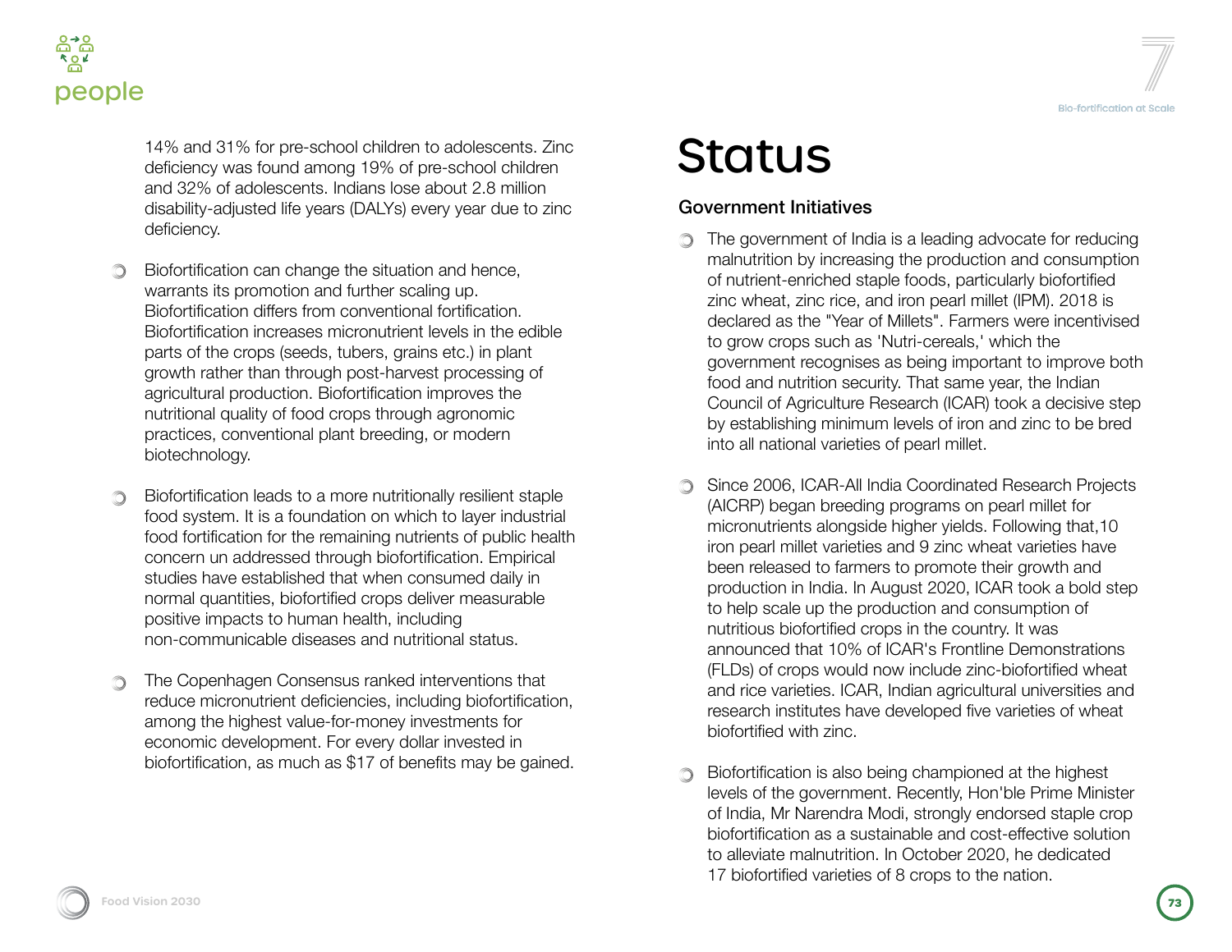14% and 31% for pre-school children to adolescents. Zinc deficiency was found among 19% of pre-school children and 32% of adolescents. Indians lose about 2.8 million disability-adjusted life years (DALYs) every year due to zinc deficiency.

- Biofortification can change the situation and hence, warrants its promotion and further scaling up. Biofortification differs from conventional fortification. Biofortification increases micronutrient levels in the edible parts of the crops (seeds, tubers, grains etc.) in plant growth rather than through post-harvest processing of agricultural production. Biofortification improves the nutritional quality of food crops through agronomic practices, conventional plant breeding, or modern biotechnology.

- Biofortification leads to a more nutritionally resilient staple food system. It is a foundation on which to layer industrial food fortification for the remaining nutrients of public health concern un addressed through biofortification. Empirical studies have established that when consumed daily in normal quantities, biofortified crops deliver measurable positive impacts to human health, including non-communicable diseases and nutritional status.

- The Copenhagen Consensus ranked interventions that reduce micronutrient deficiencies, including biofortification, among the highest value-for-money investments for economic development. For every dollar invested in biofortification, as much as $17 of benefits may be gained.

# Status

## Government Initiatives

- The government of India is a leading advocate for reducing malnutrition by increasing the production and consumption of nutrient-enriched staple foods, particularly biofortified zinc wheat, zinc rice, and iron pearl millet (IPM). 2018 is declared as the "Year of Millets". Farmers were incentivised to grow crops such as 'Nutri-cereals,' which the government recognises as being important to improve both food and nutrition security. That same year, the Indian Council of Agriculture Research (ICAR) took a decisive step by establishing minimum levels of iron and zinc to be bred into all national varieties of pearl millet.

- Since 2006, ICAR-All India Coordinated Research Projects (AICRP) began breeding programs on pearl millet for micronutrients alongside higher yields. Following that,10 iron pearl millet varieties and 9 zinc wheat varieties have been released to farmers to promote their growth and production in India. In August 2020, ICAR took a bold step to help scale up the production and consumption of nutritious biofortified crops in the country. It was announced that 10% of ICAR's Frontline Demonstrations (FLDs) of crops would now include zinc-biofortified wheat and rice varieties. ICAR, Indian agricultural universities and research institutes have developed five varieties of wheat biofortified with zinc.

- Biofortification is also being championed at the highest levels of the government. Recently, Hon'ble Prime Minister of India, Mr Narendra Modi, strongly endorsed staple crop biofortification as a sustainable and cost-effective solution to alleviate malnutrition. In October 2020, he dedicated 17 biofortified varieties of 8 crops to the nation.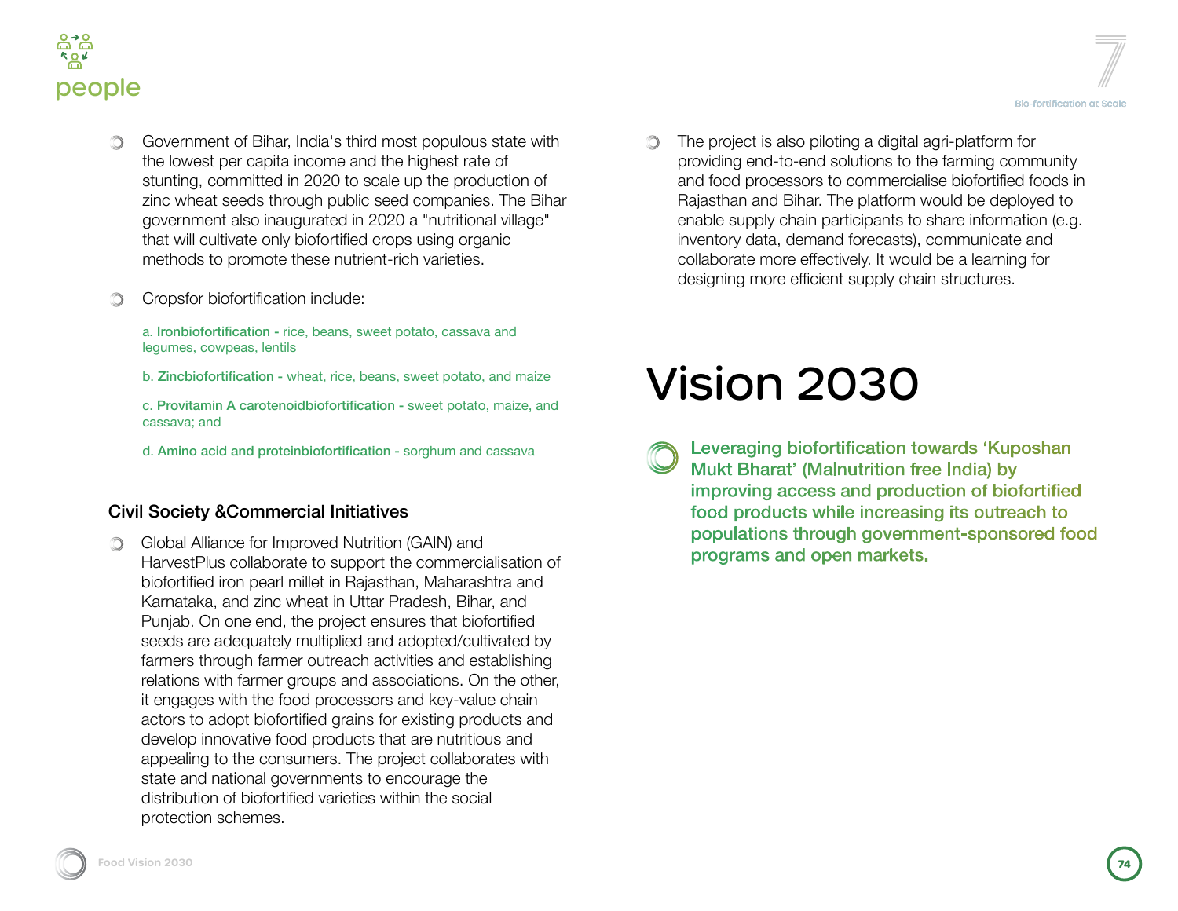- Government of Bihar, India's third most populous state with the lowest per capita income and the highest rate of stunting, committed in 2020 to scale up the production of zinc wheat seeds through public seed companies. The Bihar government also inaugurated in 2020 a "nutritional village" that will cultivate only biofortified crops using organic methods to promote these nutrient-rich varieties.

- Cropsfor biofortification include:

  a. **Ironbiofortification -** rice, beans, sweet potato, cassava and legumes, cowpeas, lentils

  b. **Zincbiofortification -** wheat, rice, beans, sweet potato, and maize

  c. **Provitamin A carotenoidbiofortification -** sweet potato, maize, and cassava; and

  d. **Amino acid and proteinbiofortification -** sorghum and cassava

### Civil Society &Commercial Initiatives

- Global Alliance for Improved Nutrition (GAIN) and HarvestPlus collaborate to support the commercialisation of biofortified iron pearl millet in Rajasthan, Maharashtra and Karnataka, and zinc wheat in Uttar Pradesh, Bihar, and Punjab. On one end, the project ensures that biofortified seeds are adequately multiplied and adopted/cultivated by farmers through farmer outreach activities and establishing relations with farmer groups and associations. On the other, it engages with the food processors and key-value chain actors to adopt biofortified grains for existing products and develop innovative food products that are nutritious and appealing to the consumers. The project collaborates with state and national governments to encourage the distribution of biofortified varieties within the social protection schemes.

- The project is also piloting a digital agri-platform for providing end-to-end solutions to the farming community and food processors to commercialise biofortified foods in Rajasthan and Bihar. The platform would be deployed to enable supply chain participants to share information (e.g. inventory data, demand forecasts), communicate and collaborate more effectively. It would be a learning for designing more efficient supply chain structures.

# Vision 2030

Leveraging biofortification towards 'Kuposhan Mukt Bharat' (Malnutrition free India) by improving access and production of biofortified food products while increasing its outreach to populations through government-sponsored food programs and open markets.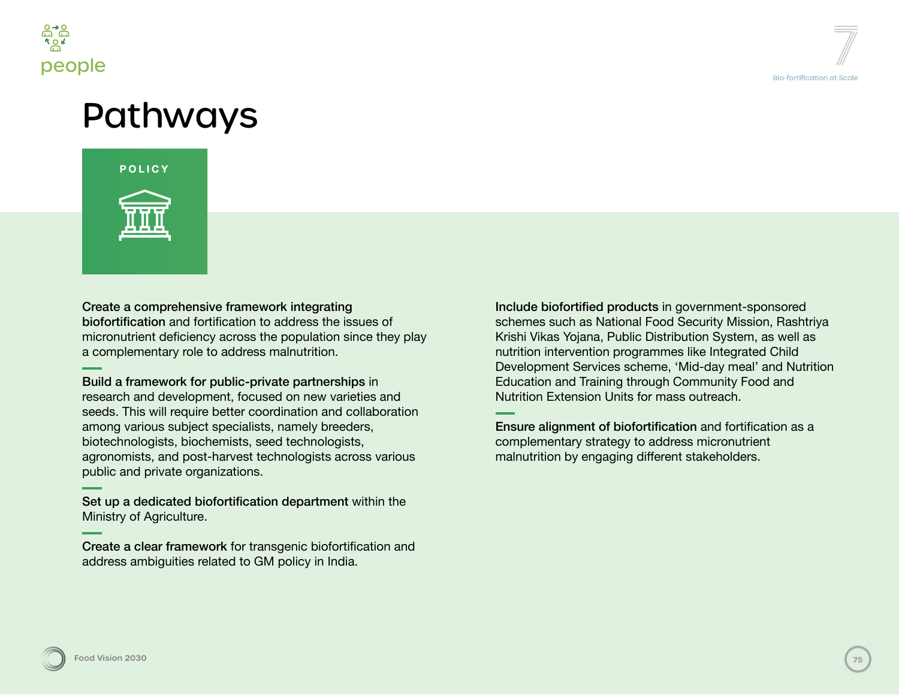# Pathways

## POLICY

**Create a comprehensive framework integrating biofortification** and fortification to address the issues of micronutrient deficiency across the population since they play a complementary role to address malnutrition.

**Build a framework for public-private partnerships** in research and development, focused on new varieties and seeds. This will require better coordination and collaboration among various subject specialists, namely breeders, biotechnologists, biochemists, seed technologists, agronomists, and post-harvest technologists across various public and private organizations.

**Set up a dedicated biofortification department** within the Ministry of Agriculture.

**Create a clear framework** for transgenic biofortification and address ambiguities related to GM policy in India.

**Include biofortified products** in government-sponsored schemes such as National Food Security Mission, Rashtriya Krishi Vikas Yojana, Public Distribution System, as well as nutrition intervention programmes like Integrated Child Development Services scheme, 'Mid-day meal' and Nutrition Education and Training through Community Food and Nutrition Extension Units for mass outreach.

**Ensure alignment of biofortification** and fortification as a complementary strategy to address micronutrient malnutrition by engaging different stakeholders.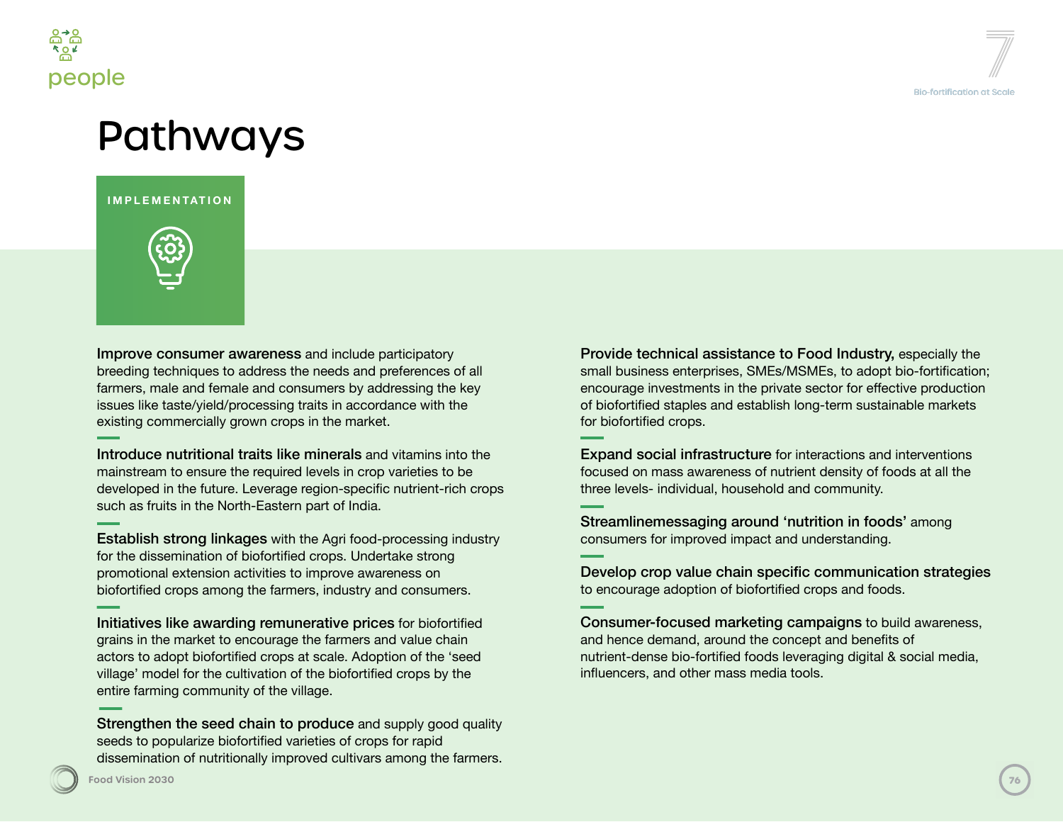# Pathways

## IMPLEMENTATION

**Improve consumer awareness** and include participatory breeding techniques to address the needs and preferences of all farmers, male and female and consumers by addressing the key issues like taste/yield/processing traits in accordance with the existing commercially grown crops in the market.

**Introduce nutritional traits like minerals** and vitamins into the mainstream to ensure the required levels in crop varieties to be developed in the future. Leverage region-specific nutrient-rich crops such as fruits in the North-Eastern part of India.

**Establish strong linkages** with the Agri food-processing industry for the dissemination of biofortified crops. Undertake strong promotional extension activities to improve awareness on biofortified crops among the farmers, industry and consumers.

**Initiatives like awarding remunerative prices** for biofortified grains in the market to encourage the farmers and value chain actors to adopt biofortified crops at scale. Adoption of the 'seed village' model for the cultivation of the biofortified crops by the entire farming community of the village.

**Strengthen the seed chain to produce** and supply good quality seeds to popularize biofortified varieties of crops for rapid dissemination of nutritionally improved cultivars among the farmers.

**Provide technical assistance to Food Industry,** especially the small business enterprises, SMEs/MSMEs, to adopt bio-fortification; encourage investments in the private sector for effective production of biofortified staples and establish long-term sustainable markets for biofortified crops.

**Expand social infrastructure** for interactions and interventions focused on mass awareness of nutrient density of foods at all the three levels- individual, household and community.

**Streamlinemessaging around 'nutrition in foods'** among consumers for improved impact and understanding.

**Develop crop value chain specific communication strategies** to encourage adoption of biofortified crops and foods.

**Consumer-focused marketing campaigns** to build awareness, and hence demand, around the concept and benefits of nutrient-dense bio-fortified foods leveraging digital & social media, influencers, and other mass media tools.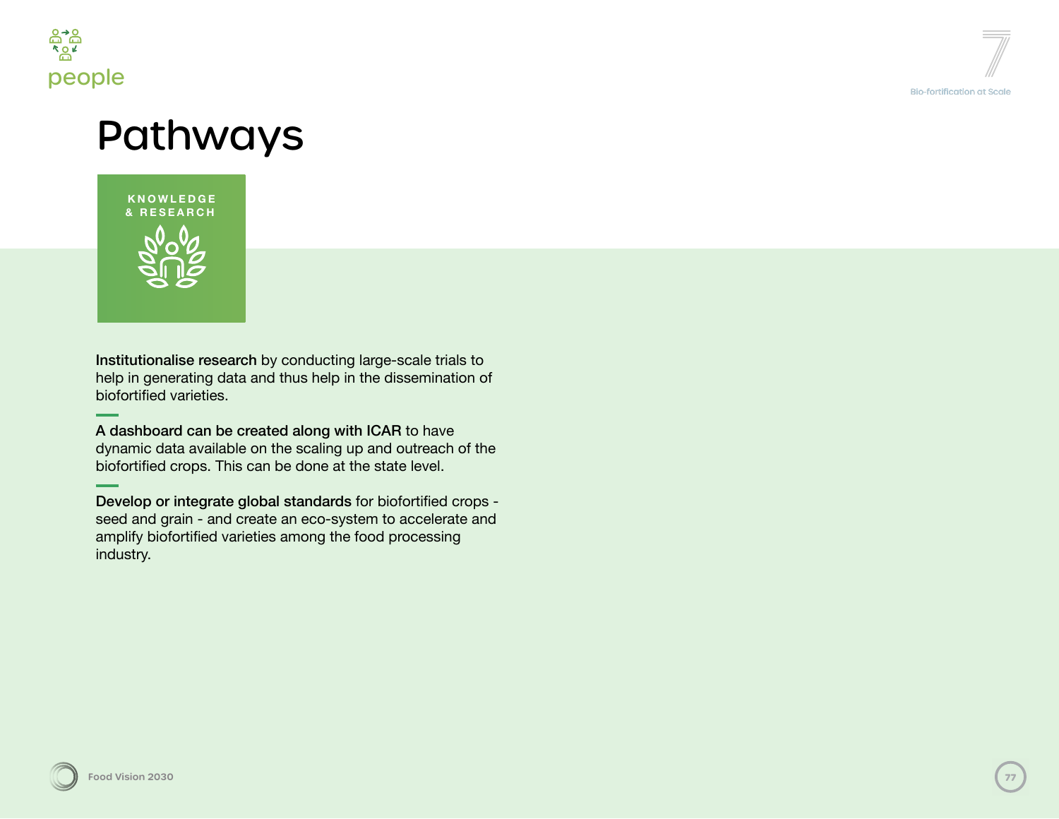people

# Pathways

KNOWLEDGE & RESEARCH

**Institutionalise research** by conducting large-scale trials to help in generating data and thus help in the dissemination of biofortified varieties.

**A dashboard can be created along with ICAR** to have dynamic data available on the scaling up and outreach of the biofortified crops. This can be done at the state level.

**Develop or integrate global standards** for biofortified crops - seed and grain - and create an eco-system to accelerate and amplify biofortified varieties among the food processing industry.